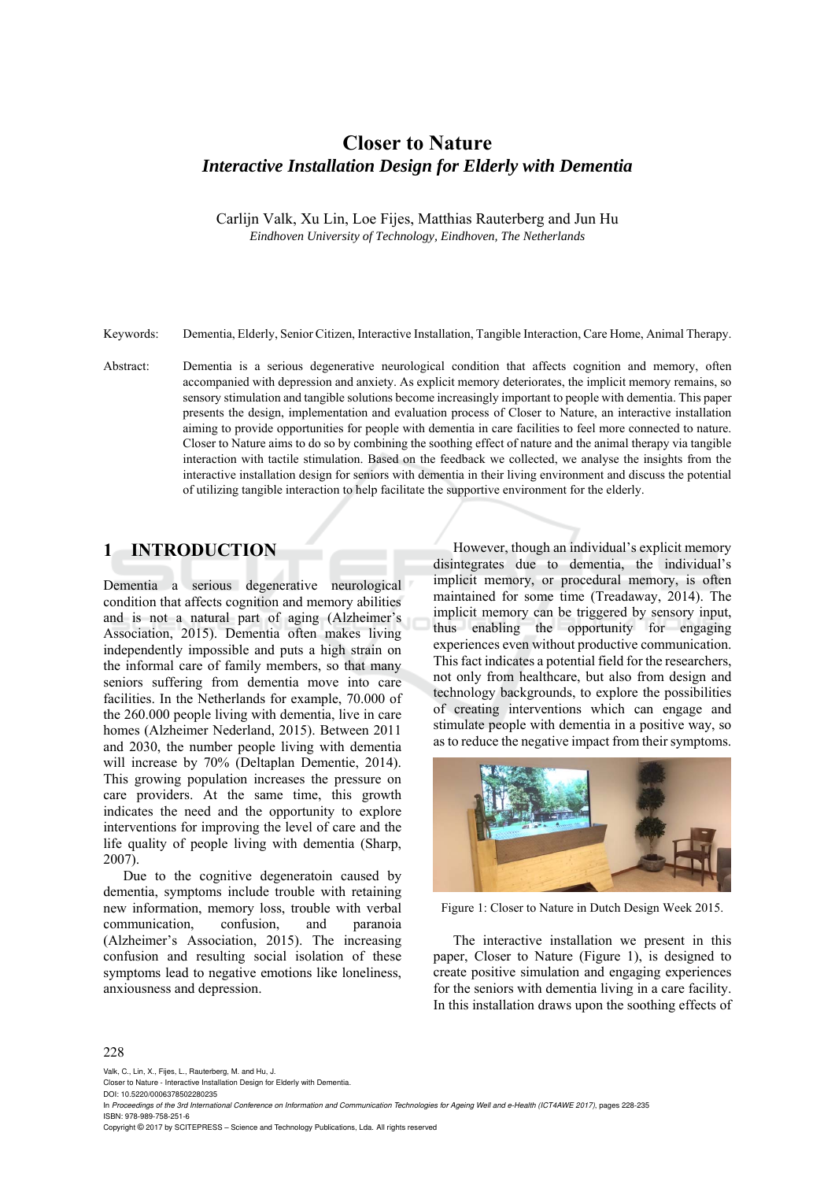# Closer to Nature
## *Interactive Installation Design for Elderly with Dementia*

Carlijn Valk, Xu Lin, Loe Fijes, Matthias Rauterberg and Jun Hu

*Eindhoven University of Technology, Eindhoven, The Netherlands*

Keywords: Dementia, Elderly, Senior Citizen, Interactive Installation, Tangible Interaction, Care Home, Animal Therapy.

Abstract: Dementia is a serious degenerative neurological condition that affects cognition and memory, often accompanied with depression and anxiety. As explicit memory deteriorates, the implicit memory remains, so sensory stimulation and tangible solutions become increasingly important to people with dementia. This paper presents the design, implementation and evaluation process of Closer to Nature, an interactive installation aiming to provide opportunities for people with dementia in care facilities to feel more connected to nature. Closer to Nature aims to do so by combining the soothing effect of nature and the animal therapy via tangible interaction with tactile stimulation. Based on the feedback we collected, we analyse the insights from the interactive installation design for seniors with dementia in their living environment and discuss the potential of utilizing tangible interaction to help facilitate the supportive environment for the elderly.

## 1 INTRODUCTION

Dementia a serious degenerative neurological condition that affects cognition and memory abilities and is not a natural part of aging (Alzheimer's Association, 2015). Dementia often makes living independently impossible and puts a high strain on the informal care of family members, so that many seniors suffering from dementia move into care facilities. In the Netherlands for example, 70.000 of the 260.000 people living with dementia, live in care homes (Alzheimer Nederland, 2015). Between 2011 and 2030, the number people living with dementia will increase by 70% (Deltaplan Dementie, 2014). This growing population increases the pressure on care providers. At the same time, this growth indicates the need and the opportunity to explore interventions for improving the level of care and the life quality of people living with dementia (Sharp, 2007).

Due to the cognitive degeneratoin caused by dementia, symptoms include trouble with retaining new information, memory loss, trouble with verbal communication, confusion, and paranoia (Alzheimer's Association, 2015). The increasing confusion and resulting social isolation of these symptoms lead to negative emotions like loneliness, anxiousness and depression.

However, though an individual's explicit memory disintegrates due to dementia, the individual's implicit memory, or procedural memory, is often maintained for some time (Treadaway, 2014). The implicit memory can be triggered by sensory input, thus enabling the opportunity for engaging experiences even without productive communication. This fact indicates a potential field for the researchers, not only from healthcare, but also from design and technology backgrounds, to explore the possibilities of creating interventions which can engage and stimulate people with dementia in a positive way, so as to reduce the negative impact from their symptoms.

Figure 1: Closer to Nature in Dutch Design Week 2015.

The interactive installation we present in this paper, Closer to Nature (Figure 1), is designed to create positive simulation and engaging experiences for the seniors with dementia living in a care facility. In this installation draws upon the soothing effects of

Valk, C., Lin, X., Fijes, L., Rauterberg, M. and Hu, J.
Closer to Nature - Interactive Installation Design for Elderly with Dementia.
DOI: 10.5220/0006378502280235
In *Proceedings of the 3rd International Conference on Information and Communication Technologies for Ageing Well and e-Health (ICT4AWE 2017)*, pages 228-235
ISBN: 978-989-758-251-6
Copyright © 2017 by SCITEPRESS – Science and Technology Publications, Lda. All rights reserved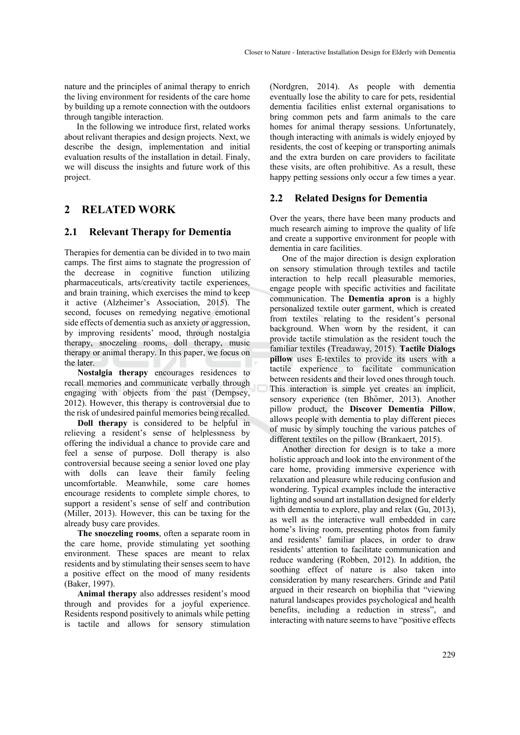nature and the principles of animal therapy to enrich the living environment for residents of the care home by building up a remote connection with the outdoors through tangible interaction.

In the following we introduce first, related works about relivant therapies and design projects. Next, we describe the design, implementation and initial evaluation results of the installation in detail. Finaly, we will discuss the insights and future work of this project.

## 2 RELATED WORK

### 2.1 Relevant Therapy for Dementia

Therapies for dementia can be divided in to two main camps. The first aims to stagnate the progression of the decrease in cognitive function utilizing pharmaceuticals, arts/creativity tactile experiences, and brain training, which exercises the mind to keep it active (Alzheimer's Association, 2015). The second, focuses on remedying negative emotional side effects of dementia such as anxiety or aggression, by improving residents' mood, through nostalgia therapy, snoezeling rooms, doll therapy, music therapy or animal therapy. In this paper, we focus on the later.

**Nostalgia therapy** encourages residences to recall memories and communicate verbally through engaging with objects from the past (Dempsey, 2012). However, this therapy is controversial due to the risk of undesired painful memories being recalled.

**Doll therapy** is considered to be helpful in relieving a resident's sense of helplessness by offering the individual a chance to provide care and feel a sense of purpose. Doll therapy is also controversial because seeing a senior loved one play with dolls can leave their family feeling uncomfortable. Meanwhile, some care homes encourage residents to complete simple chores, to support a resident's sense of self and contribution (Miller, 2013). However, this can be taxing for the already busy care provides.

**The snoezeling rooms**, often a separate room in the care home, provide stimulating yet soothing environment. These spaces are meant to relax residents and by stimulating their senses seem to have a positive effect on the mood of many residents (Baker, 1997).

**Animal therapy** also addresses resident's mood through and provides for a joyful experience. Residents respond positively to animals while petting is tactile and allows for sensory stimulation (Nordgren, 2014). As people with dementia eventually lose the ability to care for pets, residential dementia facilities enlist external organisations to bring common pets and farm animals to the care homes for animal therapy sessions. Unfortunately, though interacting with animals is widely enjoyed by residents, the cost of keeping or transporting animals and the extra burden on care providers to facilitate these visits, are often prohibitive. As a result, these happy petting sessions only occur a few times a year.

### 2.2 Related Designs for Dementia

Over the years, there have been many products and much research aiming to improve the quality of life and create a supportive environment for people with dementia in care facilities.

One of the major direction is design exploration on sensory stimulation through textiles and tactile interaction to help recall pleasurable memories, engage people with specific activities and facilitate communication. The **Dementia apron** is a highly personalized textile outer garment, which is created from textiles relating to the resident's personal background. When worn by the resident, it can provide tactile stimulation as the resident touch the familiar textiles (Treadaway, 2015). **Tactile Dialogs pillow** uses E-textiles to provide its users with a tactile experience to facilitate communication between residents and their loved ones through touch. This interaction is simple yet creates an implicit, sensory experience (ten Bhömer, 2013). Another pillow product, the **Discover Dementia Pillow**, allows people with dementia to play different pieces of music by simply touching the various patches of different textiles on the pillow (Brankaert, 2015).

Another direction for design is to take a more holistic approach and look into the environment of the care home, providing immersive experience with relaxation and pleasure while reducing confusion and wondering. Typical examples include the interactive lighting and sound art installation designed for elderly with dementia to explore, play and relax (Gu, 2013), as well as the interactive wall embedded in care home's living room, presenting photos from family and residents' familiar places, in order to draw residents' attention to facilitate communication and reduce wandering (Robben, 2012). In addition, the soothing effect of nature is also taken into consideration by many researchers. Grinde and Patil argued in their research on biophilia that "viewing natural landscapes provides psychological and health benefits, including a reduction in stress", and interacting with nature seems to have "positive effects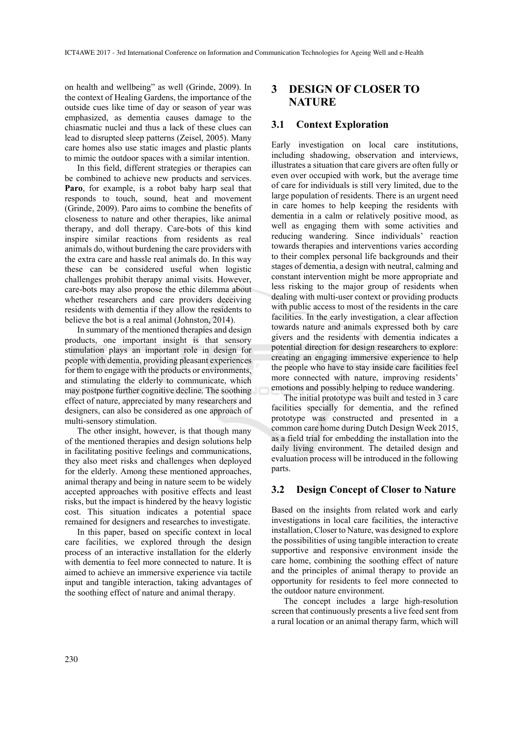on health and wellbeing" as well (Grinde, 2009). In the context of Healing Gardens, the importance of the outside cues like time of day or season of year was emphasized, as dementia causes damage to the chiasmatic nuclei and thus a lack of these clues can lead to disrupted sleep patterns (Zeisel, 2005). Many care homes also use static images and plastic plants to mimic the outdoor spaces with a similar intention.

In this field, different strategies or therapies can be combined to achieve new products and services. **Paro**, for example, is a robot baby harp seal that responds to touch, sound, heat and movement (Grinde, 2009). Paro aims to combine the benefits of closeness to nature and other therapies, like animal therapy, and doll therapy. Care-bots of this kind inspire similar reactions from residents as real animals do, without burdening the care providers with the extra care and hassle real animals do. In this way these can be considered useful when logistic challenges prohibit therapy animal visits. However, care-bots may also propose the ethic dilemma about whether researchers and care providers deceiving residents with dementia if they allow the residents to believe the bot is a real animal (Johnston, 2014).

In summary of the mentioned therapies and design products, one important insight is that sensory stimulation plays an important role in design for people with dementia, providing pleasant experiences for them to engage with the products or environments, and stimulating the elderly to communicate, which may postpone further cognitive decline. The soothing effect of nature, appreciated by many researchers and designers, can also be considered as one approach of multi-sensory stimulation.

The other insight, however, is that though many of the mentioned therapies and design solutions help in facilitating positive feelings and communications, they also meet risks and challenges when deployed for the elderly. Among these mentioned approaches, animal therapy and being in nature seem to be widely accepted approaches with positive effects and least risks, but the impact is hindered by the heavy logistic cost. This situation indicates a potential space remained for designers and researches to investigate.

In this paper, based on specific context in local care facilities, we explored through the design process of an interactive installation for the elderly with dementia to feel more connected to nature. It is aimed to achieve an immersive experience via tactile input and tangible interaction, taking advantages of the soothing effect of nature and animal therapy.

# 3 DESIGN OF CLOSER TO NATURE

## 3.1 Context Exploration

Early investigation on local care institutions, including shadowing, observation and interviews, illustrates a situation that care givers are often fully or even over occupied with work, but the average time of care for individuals is still very limited, due to the large population of residents. There is an urgent need in care homes to help keeping the residents with dementia in a calm or relatively positive mood, as well as engaging them with some activities and reducing wandering. Since individuals' reaction towards therapies and interventions varies according to their complex personal life backgrounds and their stages of dementia, a design with neutral, calming and constant intervention might be more appropriate and less risking to the major group of residents when dealing with multi-user context or providing products with public access to most of the residents in the care facilities. In the early investigation, a clear affection towards nature and animals expressed both by care givers and the residents with dementia indicates a potential direction for design researchers to explore: creating an engaging immersive experience to help the people who have to stay inside care facilities feel more connected with nature, improving residents' emotions and possibly helping to reduce wandering.

The initial prototype was built and tested in 3 care facilities specially for dementia, and the refined prototype was constructed and presented in a common care home during Dutch Design Week 2015, as a field trial for embedding the installation into the daily living environment. The detailed design and evaluation process will be introduced in the following parts.

## 3.2 Design Concept of Closer to Nature

Based on the insights from related work and early investigations in local care facilities, the interactive installation, Closer to Nature, was designed to explore the possibilities of using tangible interaction to create supportive and responsive environment inside the care home, combining the soothing effect of nature and the principles of animal therapy to provide an opportunity for residents to feel more connected to the outdoor nature environment.

The concept includes a large high-resolution screen that continuously presents a live feed sent from a rural location or an animal therapy farm, which will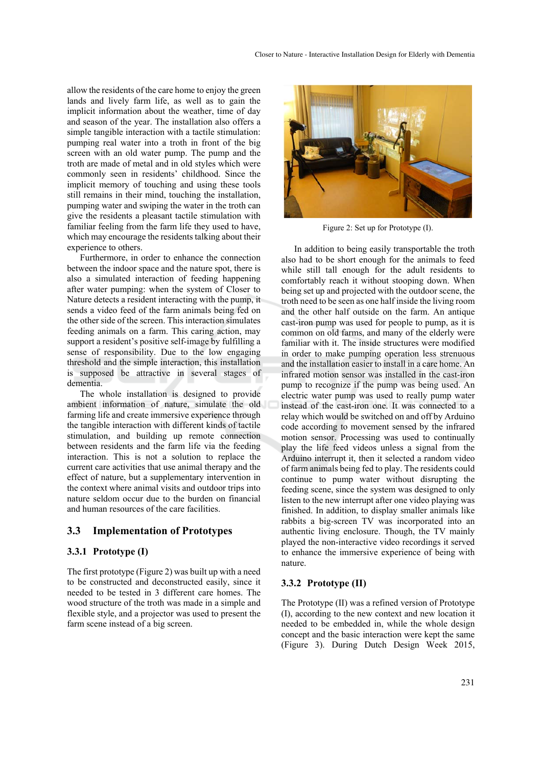allow the residents of the care home to enjoy the green lands and lively farm life, as well as to gain the implicit information about the weather, time of day and season of the year. The installation also offers a simple tangible interaction with a tactile stimulation: pumping real water into a troth in front of the big screen with an old water pump. The pump and the troth are made of metal and in old styles which were commonly seen in residents' childhood. Since the implicit memory of touching and using these tools still remains in their mind, touching the installation, pumping water and swiping the water in the troth can give the residents a pleasant tactile stimulation with familiar feeling from the farm life they used to have, which may encourage the residents talking about their experience to others.

Furthermore, in order to enhance the connection between the indoor space and the nature spot, there is also a simulated interaction of feeding happening after water pumping: when the system of Closer to Nature detects a resident interacting with the pump, it sends a video feed of the farm animals being fed on the other side of the screen. This interaction simulates feeding animals on a farm. This caring action, may support a resident's positive self-image by fulfilling a sense of responsibility. Due to the low engaging threshold and the simple interaction, this installation is supposed be attractive in several stages of dementia.

The whole installation is designed to provide ambient information of nature, simulate the old farming life and create immersive experience through the tangible interaction with different kinds of tactile stimulation, and building up remote connection between residents and the farm life via the feeding interaction. This is not a solution to replace the current care activities that use animal therapy and the effect of nature, but a supplementary intervention in the context where animal visits and outdoor trips into nature seldom occur due to the burden on financial and human resources of the care facilities.

## 3.3 Implementation of Prototypes

### 3.3.1 Prototype (I)

The first prototype (Figure 2) was built up with a need to be constructed and deconstructed easily, since it needed to be tested in 3 different care homes. The wood structure of the troth was made in a simple and flexible style, and a projector was used to present the farm scene instead of a big screen.

Figure 2: Set up for Prototype (I).

In addition to being easily transportable the troth also had to be short enough for the animals to feed while still tall enough for the adult residents to comfortably reach it without stooping down. When being set up and projected with the outdoor scene, the troth need to be seen as one half inside the living room and the other half outside on the farm. An antique cast-iron pump was used for people to pump, as it is common on old farms, and many of the elderly were familiar with it. The inside structures were modified in order to make pumping operation less strenuous and the installation easier to install in a care home. An infrared motion sensor was installed in the cast-iron pump to recognize if the pump was being used. An electric water pump was used to really pump water instead of the cast-iron one. It was connected to a relay which would be switched on and off by Arduino code according to movement sensed by the infrared motion sensor. Processing was used to continually play the life feed videos unless a signal from the Arduino interrupt it, then it selected a random video of farm animals being fed to play. The residents could continue to pump water without disrupting the feeding scene, since the system was designed to only listen to the new interrupt after one video playing was finished. In addition, to display smaller animals like rabbits a big-screen TV was incorporated into an authentic living enclosure. Though, the TV mainly played the non-interactive video recordings it served to enhance the immersive experience of being with nature.

### 3.3.2 Prototype (II)

The Prototype (II) was a refined version of Prototype (I), according to the new context and new location it needed to be embedded in, while the whole design concept and the basic interaction were kept the same (Figure 3). During Dutch Design Week 2015,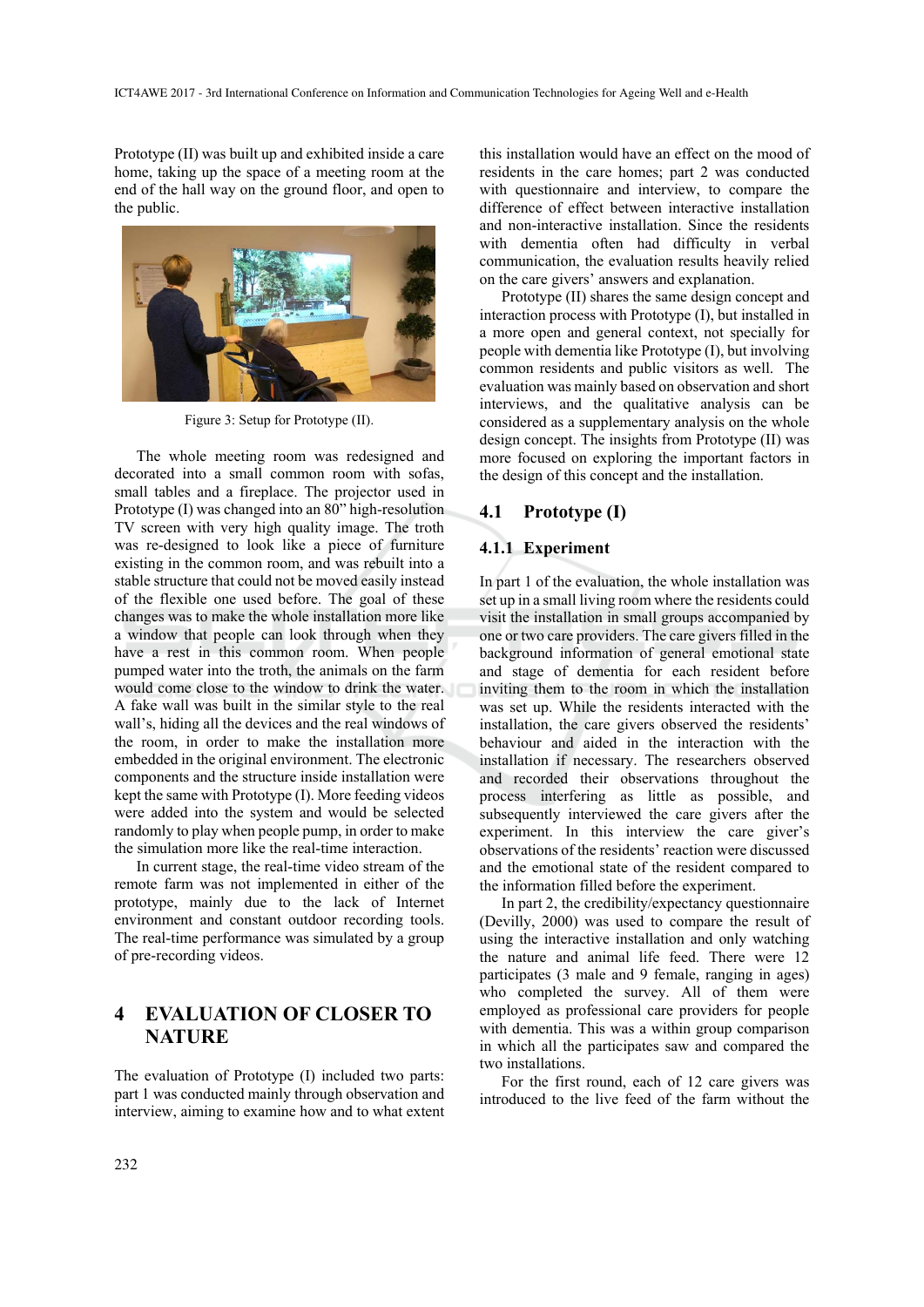Prototype (II) was built up and exhibited inside a care home, taking up the space of a meeting room at the end of the hall way on the ground floor, and open to the public.

Figure 3: Setup for Prototype (II).

The whole meeting room was redesigned and decorated into a small common room with sofas, small tables and a fireplace. The projector used in Prototype (I) was changed into an 80" high-resolution TV screen with very high quality image. The troth was re-designed to look like a piece of furniture existing in the common room, and was rebuilt into a stable structure that could not be moved easily instead of the flexible one used before. The goal of these changes was to make the whole installation more like a window that people can look through when they have a rest in this common room. When people pumped water into the troth, the animals on the farm would come close to the window to drink the water. A fake wall was built in the similar style to the real wall's, hiding all the devices and the real windows of the room, in order to make the installation more embedded in the original environment. The electronic components and the structure inside installation were kept the same with Prototype (I). More feeding videos were added into the system and would be selected randomly to play when people pump, in order to make the simulation more like the real-time interaction.

In current stage, the real-time video stream of the remote farm was not implemented in either of the prototype, mainly due to the lack of Internet environment and constant outdoor recording tools. The real-time performance was simulated by a group of pre-recording videos.

# 4 EVALUATION OF CLOSER TO NATURE

The evaluation of Prototype (I) included two parts: part 1 was conducted mainly through observation and interview, aiming to examine how and to what extent this installation would have an effect on the mood of residents in the care homes; part 2 was conducted with questionnaire and interview, to compare the difference of effect between interactive installation and non-interactive installation. Since the residents with dementia often had difficulty in verbal communication, the evaluation results heavily relied on the care givers' answers and explanation.

Prototype (II) shares the same design concept and interaction process with Prototype (I), but installed in a more open and general context, not specially for people with dementia like Prototype (I), but involving common residents and public visitors as well. The evaluation was mainly based on observation and short interviews, and the qualitative analysis can be considered as a supplementary analysis on the whole design concept. The insights from Prototype (II) was more focused on exploring the important factors in the design of this concept and the installation.

## 4.1 Prototype (I)

### 4.1.1 Experiment

In part 1 of the evaluation, the whole installation was set up in a small living room where the residents could visit the installation in small groups accompanied by one or two care providers. The care givers filled in the background information of general emotional state and stage of dementia for each resident before inviting them to the room in which the installation was set up. While the residents interacted with the installation, the care givers observed the residents' behaviour and aided in the interaction with the installation if necessary. The researchers observed and recorded their observations throughout the process interfering as little as possible, and subsequently interviewed the care givers after the experiment. In this interview the care giver's observations of the residents' reaction were discussed and the emotional state of the resident compared to the information filled before the experiment.

In part 2, the credibility/expectancy questionnaire (Devilly, 2000) was used to compare the result of using the interactive installation and only watching the nature and animal life feed. There were 12 participates (3 male and 9 female, ranging in ages) who completed the survey. All of them were employed as professional care providers for people with dementia. This was a within group comparison in which all the participates saw and compared the two installations.

For the first round, each of 12 care givers was introduced to the live feed of the farm without the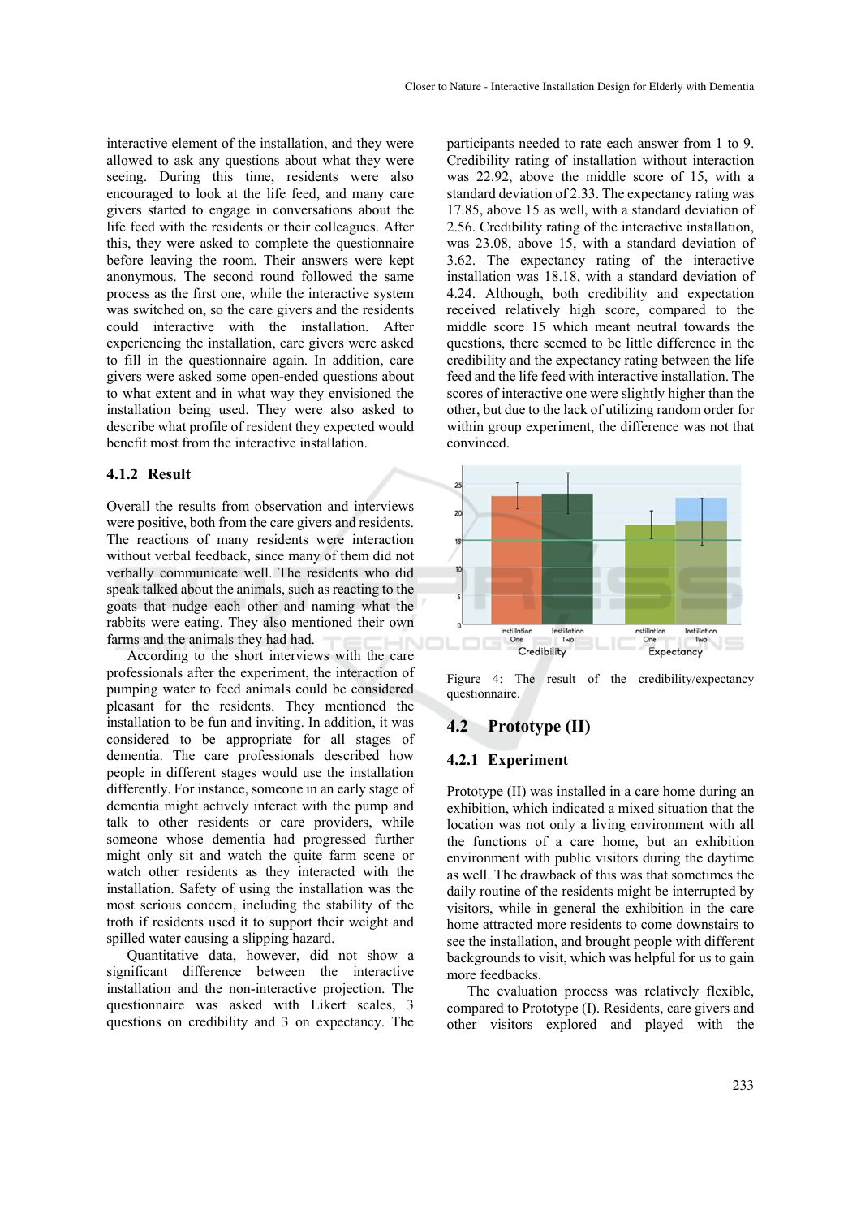interactive element of the installation, and they were allowed to ask any questions about what they were seeing. During this time, residents were also encouraged to look at the life feed, and many care givers started to engage in conversations about the life feed with the residents or their colleagues. After this, they were asked to complete the questionnaire before leaving the room. Their answers were kept anonymous. The second round followed the same process as the first one, while the interactive system was switched on, so the care givers and the residents could interactive with the installation. After experiencing the installation, care givers were asked to fill in the questionnaire again. In addition, care givers were asked some open-ended questions about to what extent and in what way they envisioned the installation being used. They were also asked to describe what profile of resident they expected would benefit most from the interactive installation.

#### 4.1.2 Result

Overall the results from observation and interviews were positive, both from the care givers and residents. The reactions of many residents were interaction without verbal feedback, since many of them did not verbally communicate well. The residents who did speak talked about the animals, such as reacting to the goats that nudge each other and naming what the rabbits were eating. They also mentioned their own farms and the animals they had had.

According to the short interviews with the care professionals after the experiment, the interaction of pumping water to feed animals could be considered pleasant for the residents. They mentioned the installation to be fun and inviting. In addition, it was considered to be appropriate for all stages of dementia. The care professionals described how people in different stages would use the installation differently. For instance, someone in an early stage of dementia might actively interact with the pump and talk to other residents or care providers, while someone whose dementia had progressed further might only sit and watch the quite farm scene or watch other residents as they interacted with the installation. Safety of using the installation was the most serious concern, including the stability of the troth if residents used it to support their weight and spilled water causing a slipping hazard.

Quantitative data, however, did not show a significant difference between the interactive installation and the non-interactive projection. The questionnaire was asked with Likert scales, 3 questions on credibility and 3 on expectancy. The participants needed to rate each answer from 1 to 9. Credibility rating of installation without interaction was 22.92, above the middle score of 15, with a standard deviation of 2.33. The expectancy rating was 17.85, above 15 as well, with a standard deviation of 2.56. Credibility rating of the interactive installation, was 23.08, above 15, with a standard deviation of 3.62. The expectancy rating of the interactive installation was 18.18, with a standard deviation of 4.24. Although, both credibility and expectation received relatively high score, compared to the middle score 15 which meant neutral towards the questions, there seemed to be little difference in the credibility and the expectancy rating between the life feed and the life feed with interactive installation. The scores of interactive one were slightly higher than the other, but due to the lack of utilizing random order for within group experiment, the difference was not that convinced.

Figure 4: The result of the credibility/expectancy questionnaire.

### 4.2 Prototype (II)

#### 4.2.1 Experiment

Prototype (II) was installed in a care home during an exhibition, which indicated a mixed situation that the location was not only a living environment with all the functions of a care home, but an exhibition environment with public visitors during the daytime as well. The drawback of this was that sometimes the daily routine of the residents might be interrupted by visitors, while in general the exhibition in the care home attracted more residents to come downstairs to see the installation, and brought people with different backgrounds to visit, which was helpful for us to gain more feedbacks.

The evaluation process was relatively flexible, compared to Prototype (I). Residents, care givers and other visitors explored and played with the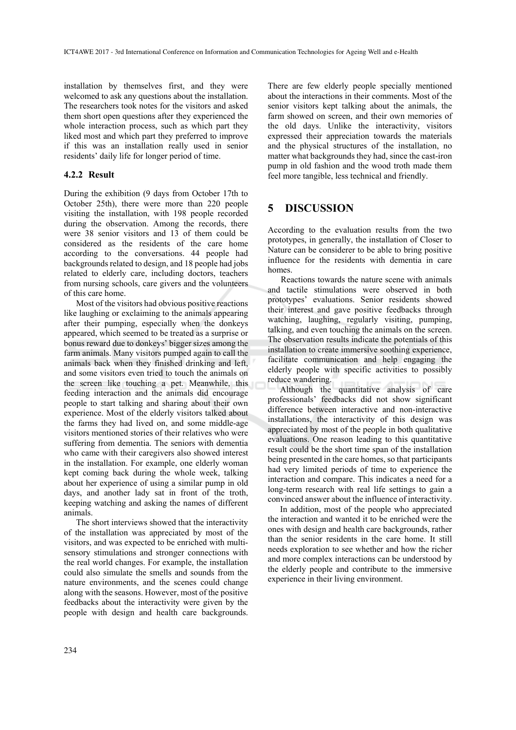installation by themselves first, and they were welcomed to ask any questions about the installation. The researchers took notes for the visitors and asked them short open questions after they experienced the whole interaction process, such as which part they liked most and which part they preferred to improve if this was an installation really used in senior residents' daily life for longer period of time.

#### 4.2.2 Result

During the exhibition (9 days from October 17th to October 25th), there were more than 220 people visiting the installation, with 198 people recorded during the observation. Among the records, there were 38 senior visitors and 13 of them could be considered as the residents of the care home according to the conversations. 44 people had backgrounds related to design, and 18 people had jobs related to elderly care, including doctors, teachers from nursing schools, care givers and the volunteers of this care home.

Most of the visitors had obvious positive reactions like laughing or exclaiming to the animals appearing after their pumping, especially when the donkeys appeared, which seemed to be treated as a surprise or bonus reward due to donkeys' bigger sizes among the farm animals. Many visitors pumped again to call the animals back when they finished drinking and left, and some visitors even tried to touch the animals on the screen like touching a pet. Meanwhile, this feeding interaction and the animals did encourage people to start talking and sharing about their own experience. Most of the elderly visitors talked about the farms they had lived on, and some middle-age visitors mentioned stories of their relatives who were suffering from dementia. The seniors with dementia who came with their caregivers also showed interest in the installation. For example, one elderly woman kept coming back during the whole week, talking about her experience of using a similar pump in old days, and another lady sat in front of the troth, keeping watching and asking the names of different animals.

The short interviews showed that the interactivity of the installation was appreciated by most of the visitors, and was expected to be enriched with multi-sensory stimulations and stronger connections with the real world changes. For example, the installation could also simulate the smells and sounds from the nature environments, and the scenes could change along with the seasons. However, most of the positive feedbacks about the interactivity were given by the people with design and health care backgrounds. There are few elderly people specially mentioned about the interactions in their comments. Most of the senior visitors kept talking about the animals, the farm showed on screen, and their own memories of the old days. Unlike the interactivity, visitors expressed their appreciation towards the materials and the physical structures of the installation, no matter what backgrounds they had, since the cast-iron pump in old fashion and the wood troth made them feel more tangible, less technical and friendly.

## 5 DISCUSSION

According to the evaluation results from the two prototypes, in generally, the installation of Closer to Nature can be considerer to be able to bring positive influence for the residents with dementia in care homes.

Reactions towards the nature scene with animals and tactile stimulations were observed in both prototypes' evaluations. Senior residents showed their interest and gave positive feedbacks through watching, laughing, regularly visiting, pumping, talking, and even touching the animals on the screen. The observation results indicate the potentials of this installation to create immersive soothing experience, facilitate communication and help engaging the elderly people with specific activities to possibly reduce wandering.

Although the quantitative analysis of care professionals' feedbacks did not show significant difference between interactive and non-interactive installations, the interactivity of this design was appreciated by most of the people in both qualitative evaluations. One reason leading to this quantitative result could be the short time span of the installation being presented in the care homes, so that participants had very limited periods of time to experience the interaction and compare. This indicates a need for a long-term research with real life settings to gain a convinced answer about the influence of interactivity.

In addition, most of the people who appreciated the interaction and wanted it to be enriched were the ones with design and health care backgrounds, rather than the senior residents in the care home. It still needs exploration to see whether and how the richer and more complex interactions can be understood by the elderly people and contribute to the immersive experience in their living environment.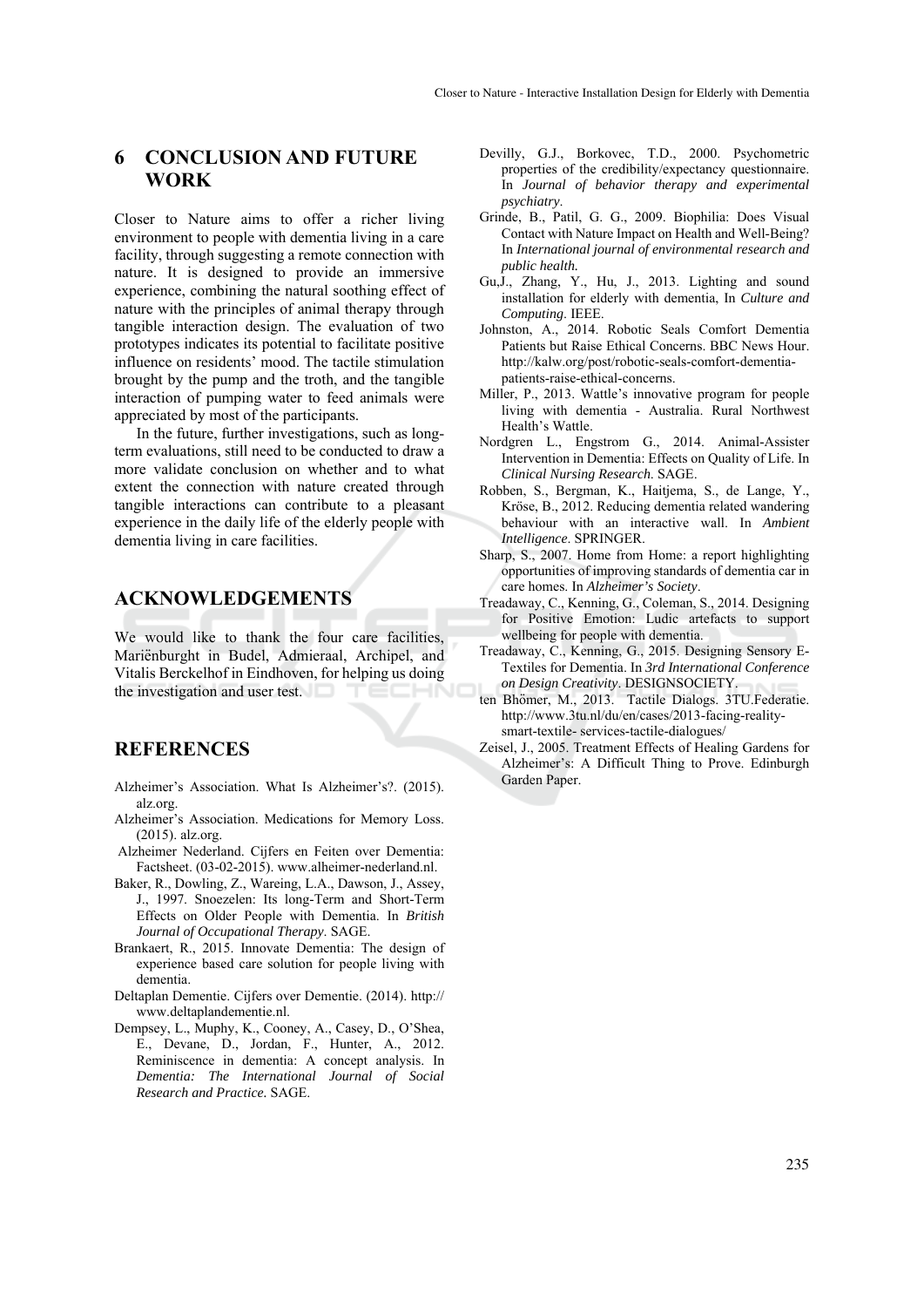## 6 CONCLUSION AND FUTURE WORK

Closer to Nature aims to offer a richer living environment to people with dementia living in a care facility, through suggesting a remote connection with nature. It is designed to provide an immersive experience, combining the natural soothing effect of nature with the principles of animal therapy through tangible interaction design. The evaluation of two prototypes indicates its potential to facilitate positive influence on residents' mood. The tactile stimulation brought by the pump and the troth, and the tangible interaction of pumping water to feed animals were appreciated by most of the participants.

In the future, further investigations, such as long-term evaluations, still need to be conducted to draw a more validate conclusion on whether and to what extent the connection with nature created through tangible interactions can contribute to a pleasant experience in the daily life of the elderly people with dementia living in care facilities.

## ACKNOWLEDGEMENTS

We would like to thank the four care facilities, Mariënburght in Budel, Admieraal, Archipel, and Vitalis Berckelhof in Eindhoven, for helping us doing the investigation and user test.

## REFERENCES

Alzheimer's Association. What Is Alzheimer's?. (2015). alz.org.

Alzheimer's Association. Medications for Memory Loss. (2015). alz.org.

Alzheimer Nederland. Cijfers en Feiten over Dementia: Factsheet. (03-02-2015). www.alheimer-nederland.nl.

Baker, R., Dowling, Z., Wareing, L.A., Dawson, J., Assey, J., 1997. Snoezelen: Its long-Term and Short-Term Effects on Older People with Dementia. In *British Journal of Occupational Therapy*. SAGE.

Brankaert, R., 2015. Innovate Dementia: The design of experience based care solution for people living with dementia.

Deltaplan Dementie. Cijfers over Dementie. (2014). http://www.deltaplandementie.nl.

Dempsey, L., Muphy, K., Cooney, A., Casey, D., O'Shea, E., Devane, D., Jordan, F., Hunter, A., 2012. Reminiscence in dementia: A concept analysis. In *Dementia: The International Journal of Social Research and Practice.* SAGE.

Devilly, G.J., Borkovec, T.D., 2000. Psychometric properties of the credibility/expectancy questionnaire. In *Journal of behavior therapy and experimental psychiatry*.

Grinde, B., Patil, G. G., 2009. Biophilia: Does Visual Contact with Nature Impact on Health and Well-Being? In *International journal of environmental research and public health.*

Gu,J., Zhang, Y., Hu, J., 2013. Lighting and sound installation for elderly with dementia, In *Culture and Computing*. IEEE.

Johnston, A., 2014. Robotic Seals Comfort Dementia Patients but Raise Ethical Concerns. BBC News Hour. http://kalw.org/post/robotic-seals-comfort-dementia-patients-raise-ethical-concerns.

Miller, P., 2013. Wattle's innovative program for people living with dementia - Australia. Rural Northwest Health's Wattle.

Nordgren L., Engstrom G., 2014. Animal-Assister Intervention in Dementia: Effects on Quality of Life. In *Clinical Nursing Research.* SAGE.

Robben, S., Bergman, K., Haitjema, S., de Lange, Y., Kröse, B., 2012. Reducing dementia related wandering behaviour with an interactive wall. In *Ambient Intelligence*. SPRINGER.

Sharp, S., 2007. Home from Home: a report highlighting opportunities of improving standards of dementia car in care homes. In *Alzheimer's Society*.

Treadaway, C., Kenning, G., Coleman, S., 2014. Designing for Positive Emotion: Ludic artefacts to support wellbeing for people with dementia.

Treadaway, C., Kenning, G., 2015. Designing Sensory E-Textiles for Dementia. In *3rd International Conference on Design Creativity*. DESIGNSOCIETY.

ten Bhömer, M., 2013. Tactile Dialogs. 3TU.Federatie. http://www.3tu.nl/du/en/cases/2013-facing-reality-smart-textile- services-tactile-dialogues/

Zeisel, J., 2005. Treatment Effects of Healing Gardens for Alzheimer's: A Difficult Thing to Prove. Edinburgh Garden Paper.